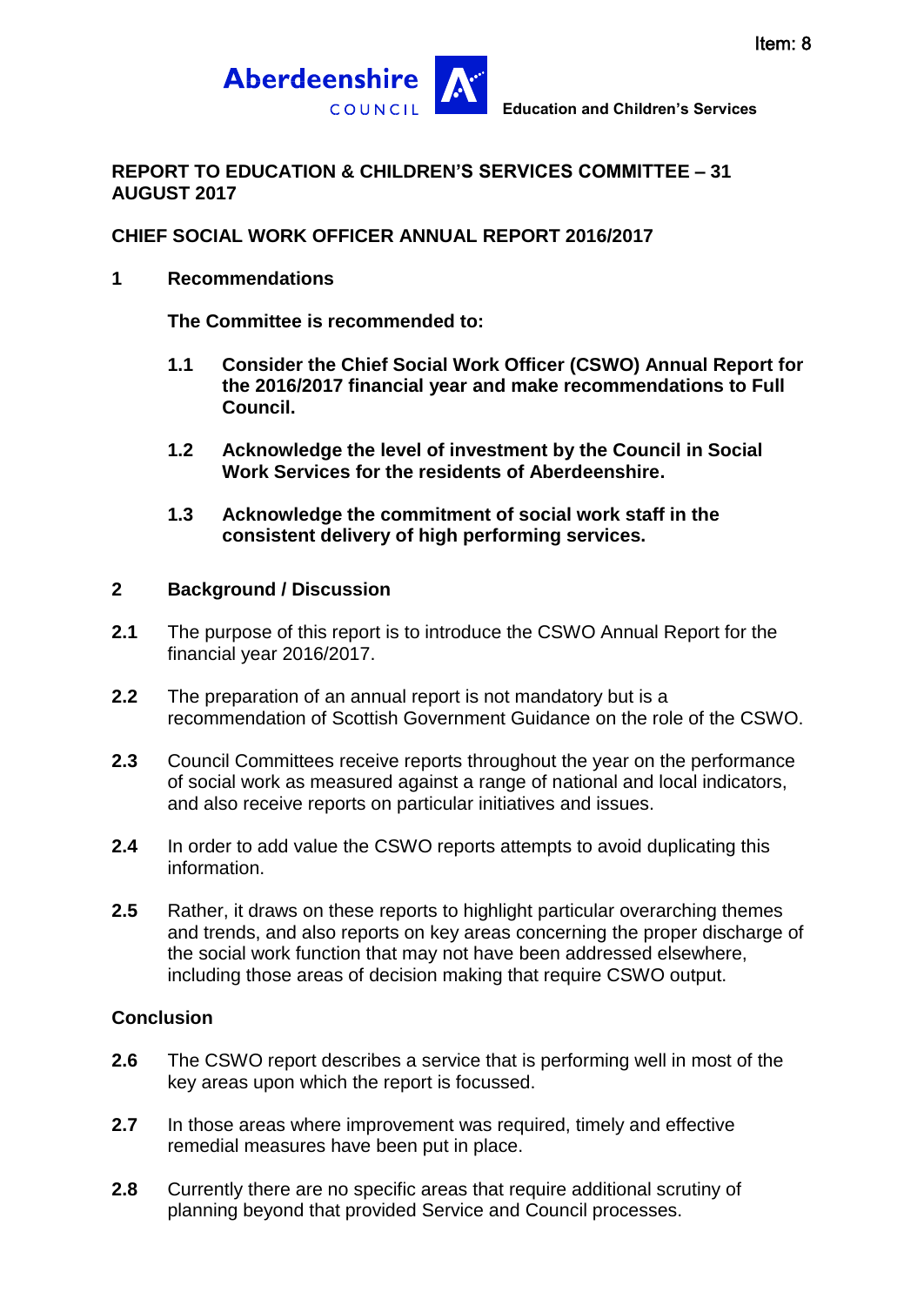Item: 8

**Aberdeenshire COUNCIL** Education and Children's Services

**REPORT TO EDUCATION & CHILDREN'S SERVICES COMMITTEE – 31 AUGUST 2017**

**CHIEF SOCIAL WORK OFFICER ANNUAL REPORT 2016/2017**

## 1 Recommendations

**The Committee is recommended to:**

**1.1 Consider the Chief Social Work Officer (CSWO) Annual Report for the 2016/2017 financial year and make recommendations to Full Council.**

**1.2 Acknowledge the level of investment by the Council in Social Work Services for the residents of Aberdeenshire.**

**1.3 Acknowledge the commitment of social work staff in the consistent delivery of high performing services.**

## 2 Background / Discussion

**2.1** The purpose of this report is to introduce the CSWO Annual Report for the financial year 2016/2017.

**2.2** The preparation of an annual report is not mandatory but is a recommendation of Scottish Government Guidance on the role of the CSWO.

**2.3** Council Committees receive reports throughout the year on the performance of social work as measured against a range of national and local indicators, and also receive reports on particular initiatives and issues.

**2.4** In order to add value the CSWO reports attempts to avoid duplicating this information.

**2.5** Rather, it draws on these reports to highlight particular overarching themes and trends, and also reports on key areas concerning the proper discharge of the social work function that may not have been addressed elsewhere, including those areas of decision making that require CSWO output.

### Conclusion

**2.6** The CSWO report describes a service that is performing well in most of the key areas upon which the report is focussed.

**2.7** In those areas where improvement was required, timely and effective remedial measures have been put in place.

**2.8** Currently there are no specific areas that require additional scrutiny of planning beyond that provided Service and Council processes.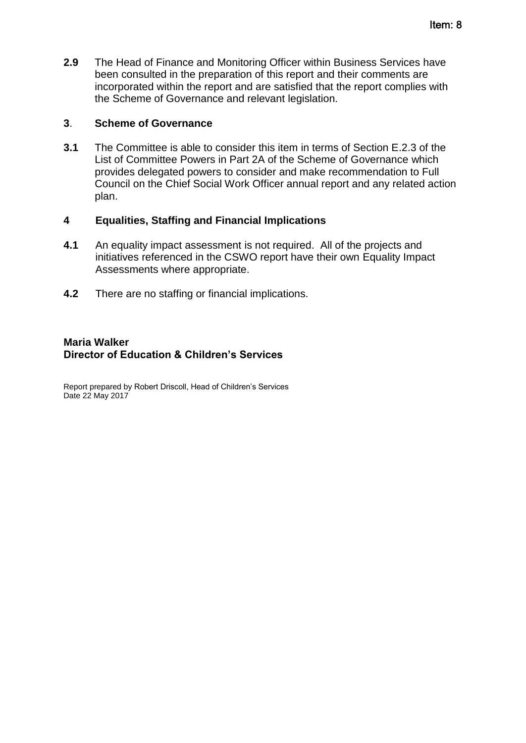**2.9** The Head of Finance and Monitoring Officer within Business Services have been consulted in the preparation of this report and their comments are incorporated within the report and are satisfied that the report complies with the Scheme of Governance and relevant legislation.

## 3. Scheme of Governance

**3.1** The Committee is able to consider this item in terms of Section E.2.3 of the List of Committee Powers in Part 2A of the Scheme of Governance which provides delegated powers to consider and make recommendation to Full Council on the Chief Social Work Officer annual report and any related action plan.

## 4 Equalities, Staffing and Financial Implications

**4.1** An equality impact assessment is not required. All of the projects and initiatives referenced in the CSWO report have their own Equality Impact Assessments where appropriate.

**4.2** There are no staffing or financial implications.

**Maria Walker**
**Director of Education & Children's Services**

Report prepared by Robert Driscoll, Head of Children's Services
Date 22 May 2017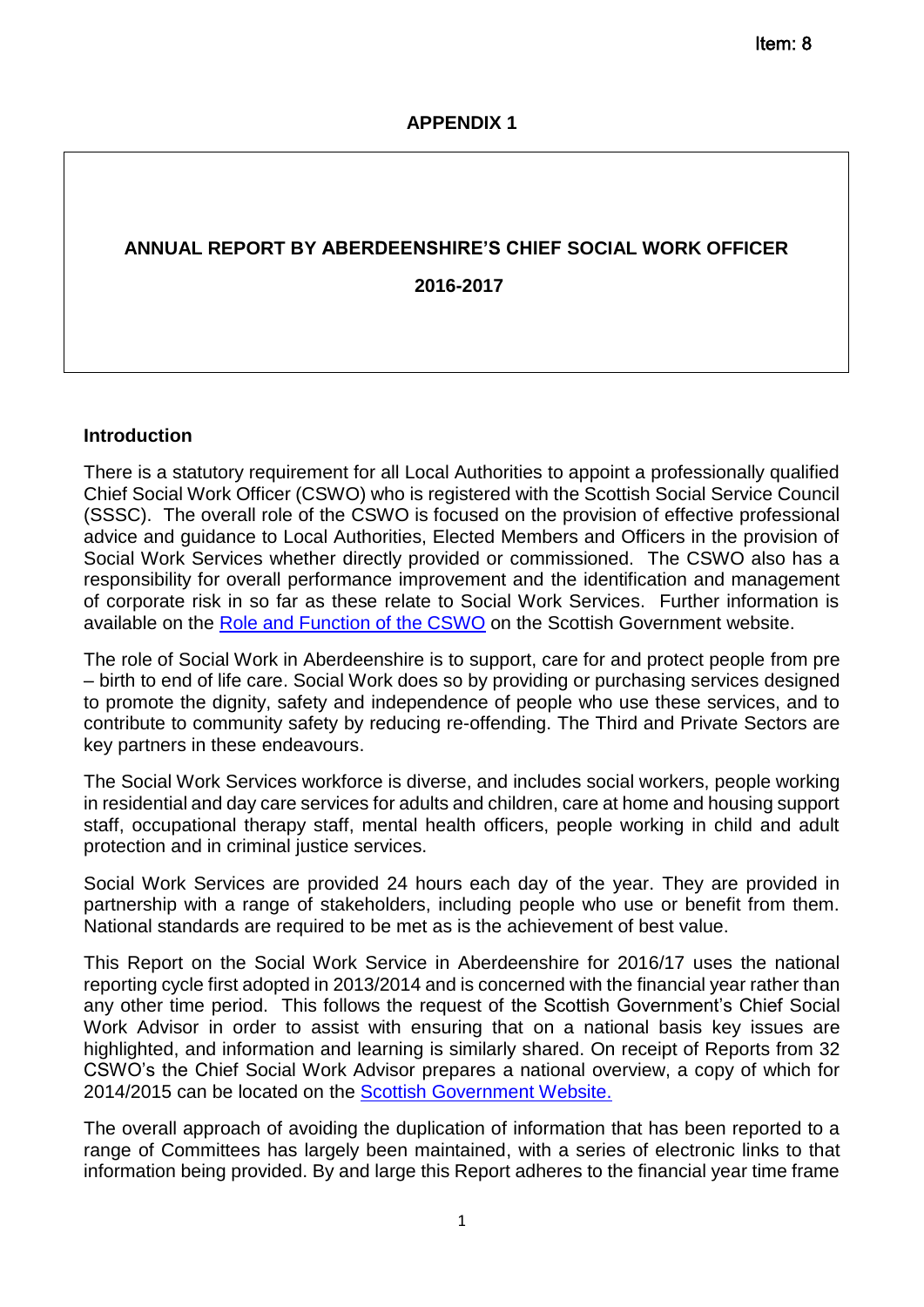Item: 8

**APPENDIX 1**

# ANNUAL REPORT BY ABERDEENSHIRE'S CHIEF SOCIAL WORK OFFICER

# 2016-2017

## Introduction

There is a statutory requirement for all Local Authorities to appoint a professionally qualified Chief Social Work Officer (CSWO) who is registered with the Scottish Social Service Council (SSSC). The overall role of the CSWO is focused on the provision of effective professional advice and guidance to Local Authorities, Elected Members and Officers in the provision of Social Work Services whether directly provided or commissioned. The CSWO also has a responsibility for overall performance improvement and the identification and management of corporate risk in so far as these relate to Social Work Services. Further information is available on the Role and Function of the CSWO on the Scottish Government website.

The role of Social Work in Aberdeenshire is to support, care for and protect people from pre – birth to end of life care. Social Work does so by providing or purchasing services designed to promote the dignity, safety and independence of people who use these services, and to contribute to community safety by reducing re-offending. The Third and Private Sectors are key partners in these endeavours.

The Social Work Services workforce is diverse, and includes social workers, people working in residential and day care services for adults and children, care at home and housing support staff, occupational therapy staff, mental health officers, people working in child and adult protection and in criminal justice services.

Social Work Services are provided 24 hours each day of the year. They are provided in partnership with a range of stakeholders, including people who use or benefit from them. National standards are required to be met as is the achievement of best value.

This Report on the Social Work Service in Aberdeenshire for 2016/17 uses the national reporting cycle first adopted in 2013/2014 and is concerned with the financial year rather than any other time period. This follows the request of the Scottish Government's Chief Social Work Advisor in order to assist with ensuring that on a national basis key issues are highlighted, and information and learning is similarly shared. On receipt of Reports from 32 CSWO's the Chief Social Work Advisor prepares a national overview, a copy of which for 2014/2015 can be located on the Scottish Government Website.

The overall approach of avoiding the duplication of information that has been reported to a range of Committees has largely been maintained, with a series of electronic links to that information being provided. By and large this Report adheres to the financial year time frame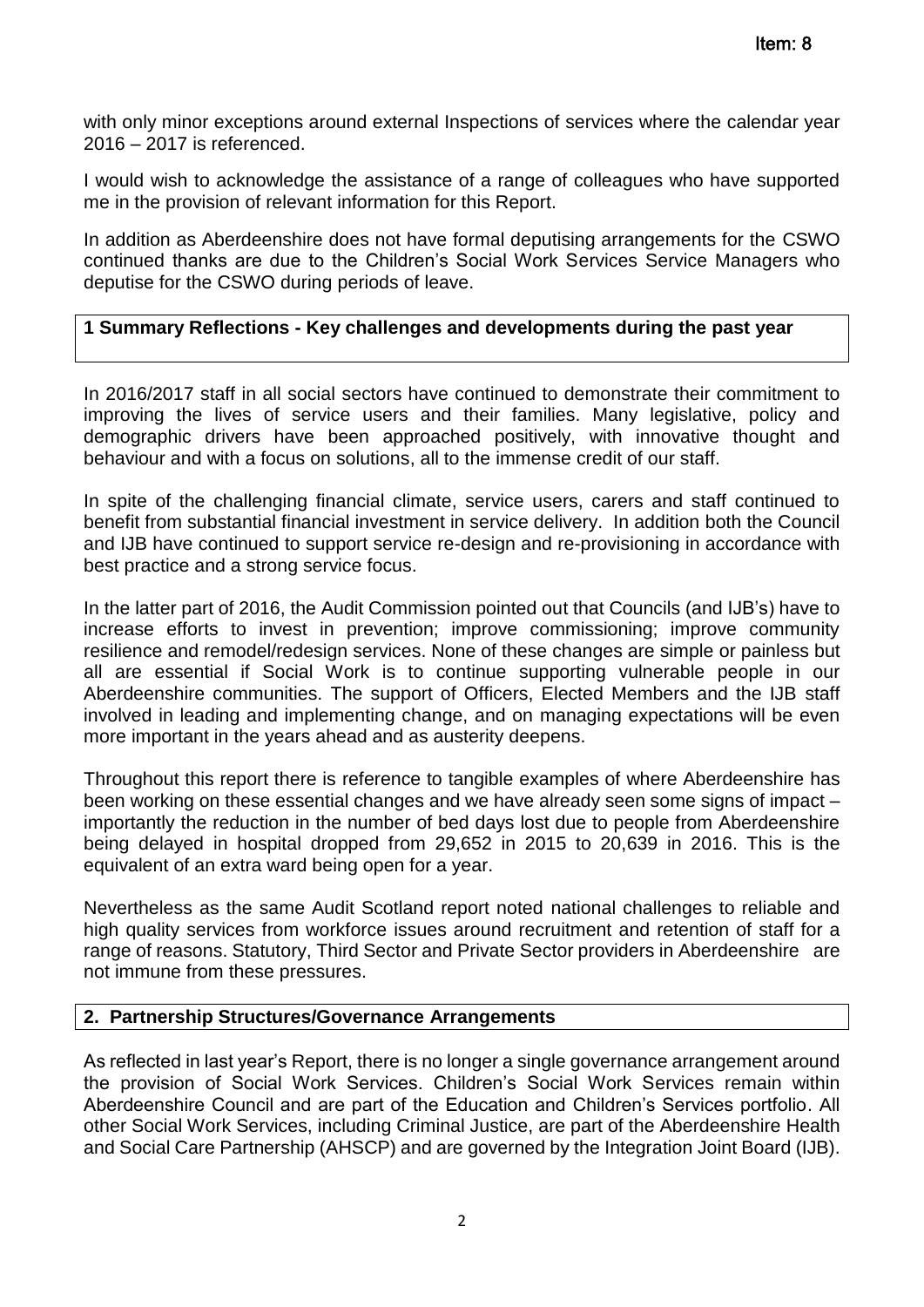with only minor exceptions around external Inspections of services where the calendar year 2016 – 2017 is referenced.

I would wish to acknowledge the assistance of a range of colleagues who have supported me in the provision of relevant information for this Report.

In addition as Aberdeenshire does not have formal deputising arrangements for the CSWO continued thanks are due to the Children's Social Work Services Service Managers who deputise for the CSWO during periods of leave.

## 1 Summary Reflections - Key challenges and developments during the past year

In 2016/2017 staff in all social sectors have continued to demonstrate their commitment to improving the lives of service users and their families. Many legislative, policy and demographic drivers have been approached positively, with innovative thought and behaviour and with a focus on solutions, all to the immense credit of our staff.

In spite of the challenging financial climate, service users, carers and staff continued to benefit from substantial financial investment in service delivery. In addition both the Council and IJB have continued to support service re-design and re-provisioning in accordance with best practice and a strong service focus.

In the latter part of 2016, the Audit Commission pointed out that Councils (and IJB's) have to increase efforts to invest in prevention; improve commissioning; improve community resilience and remodel/redesign services. None of these changes are simple or painless but all are essential if Social Work is to continue supporting vulnerable people in our Aberdeenshire communities. The support of Officers, Elected Members and the IJB staff involved in leading and implementing change, and on managing expectations will be even more important in the years ahead and as austerity deepens.

Throughout this report there is reference to tangible examples of where Aberdeenshire has been working on these essential changes and we have already seen some signs of impact – importantly the reduction in the number of bed days lost due to people from Aberdeenshire being delayed in hospital dropped from 29,652 in 2015 to 20,639 in 2016. This is the equivalent of an extra ward being open for a year.

Nevertheless as the same Audit Scotland report noted national challenges to reliable and high quality services from workforce issues around recruitment and retention of staff for a range of reasons. Statutory, Third Sector and Private Sector providers in Aberdeenshire are not immune from these pressures.

## 2. Partnership Structures/Governance Arrangements

As reflected in last year's Report, there is no longer a single governance arrangement around the provision of Social Work Services. Children's Social Work Services remain within Aberdeenshire Council and are part of the Education and Children's Services portfolio. All other Social Work Services, including Criminal Justice, are part of the Aberdeenshire Health and Social Care Partnership (AHSCP) and are governed by the Integration Joint Board (IJB).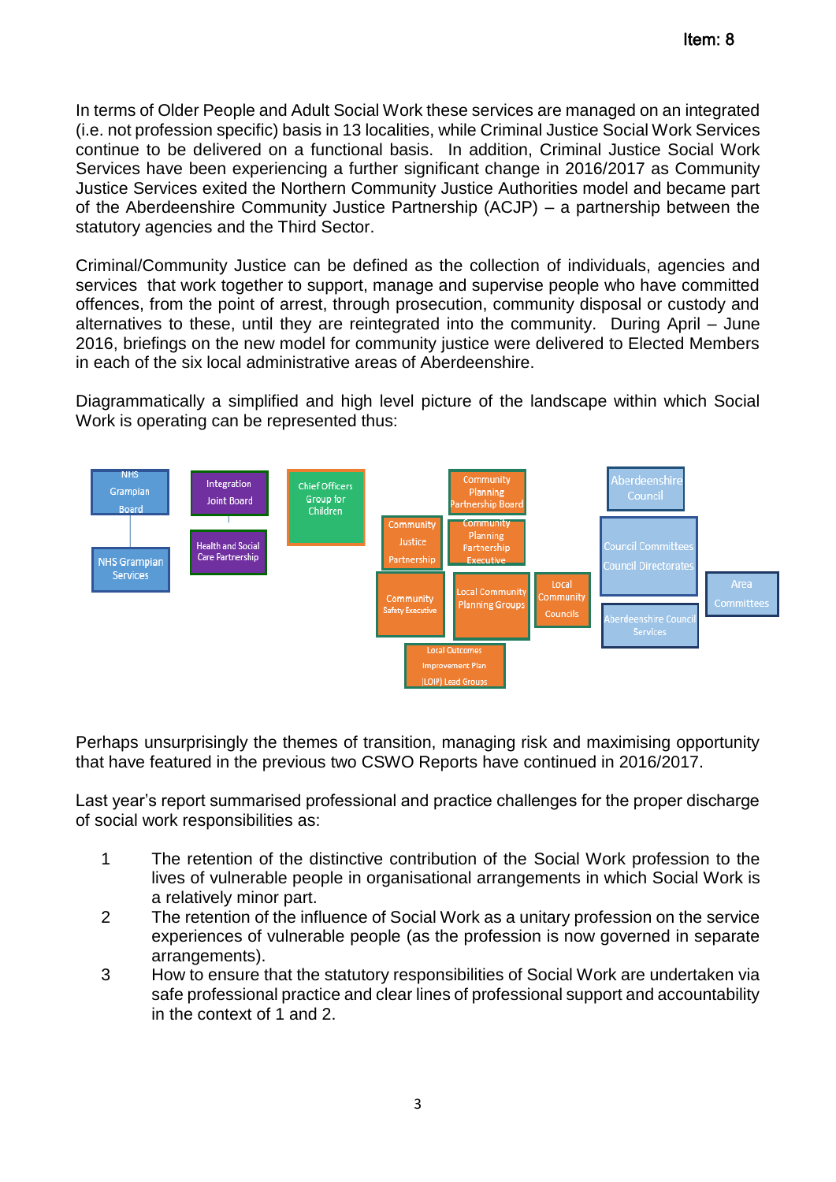In terms of Older People and Adult Social Work these services are managed on an integrated (i.e. not profession specific) basis in 13 localities, while Criminal Justice Social Work Services continue to be delivered on a functional basis. In addition, Criminal Justice Social Work Services have been experiencing a further significant change in 2016/2017 as Community Justice Services exited the Northern Community Justice Authorities model and became part of the Aberdeenshire Community Justice Partnership (ACJP) – a partnership between the statutory agencies and the Third Sector.

Criminal/Community Justice can be defined as the collection of individuals, agencies and services that work together to support, manage and supervise people who have committed offences, from the point of arrest, through prosecution, community disposal or custody and alternatives to these, until they are reintegrated into the community. During April – June 2016, briefings on the new model for community justice were delivered to Elected Members in each of the six local administrative areas of Aberdeenshire.

Diagrammatically a simplified and high level picture of the landscape within which Social Work is operating can be represented thus:

NHS Grampian Board | NHS Grampian Services | Integration Joint Board | Health and Social Care Partnership | Chief Officers Group for Children | Community Planning Partnership Board | Community Planning Partnership Executive | Community Justice Partnership | Community Safety Executive | Local Community Planning Groups | Local Community Councils | Local Outcomes Improvement Plan (LOIP) Lead Groups | Aberdeenshire Council | Council Committees Council Directorates | Aberdeenshire Council Services | Area Committees

Perhaps unsurprisingly the themes of transition, managing risk and maximising opportunity that have featured in the previous two CSWO Reports have continued in 2016/2017.

Last year's report summarised professional and practice challenges for the proper discharge of social work responsibilities as:

1. The retention of the distinctive contribution of the Social Work profession to the lives of vulnerable people in organisational arrangements in which Social Work is a relatively minor part.
2. The retention of the influence of Social Work as a unitary profession on the service experiences of vulnerable people (as the profession is now governed in separate arrangements).
3. How to ensure that the statutory responsibilities of Social Work are undertaken via safe professional practice and clear lines of professional support and accountability in the context of 1 and 2.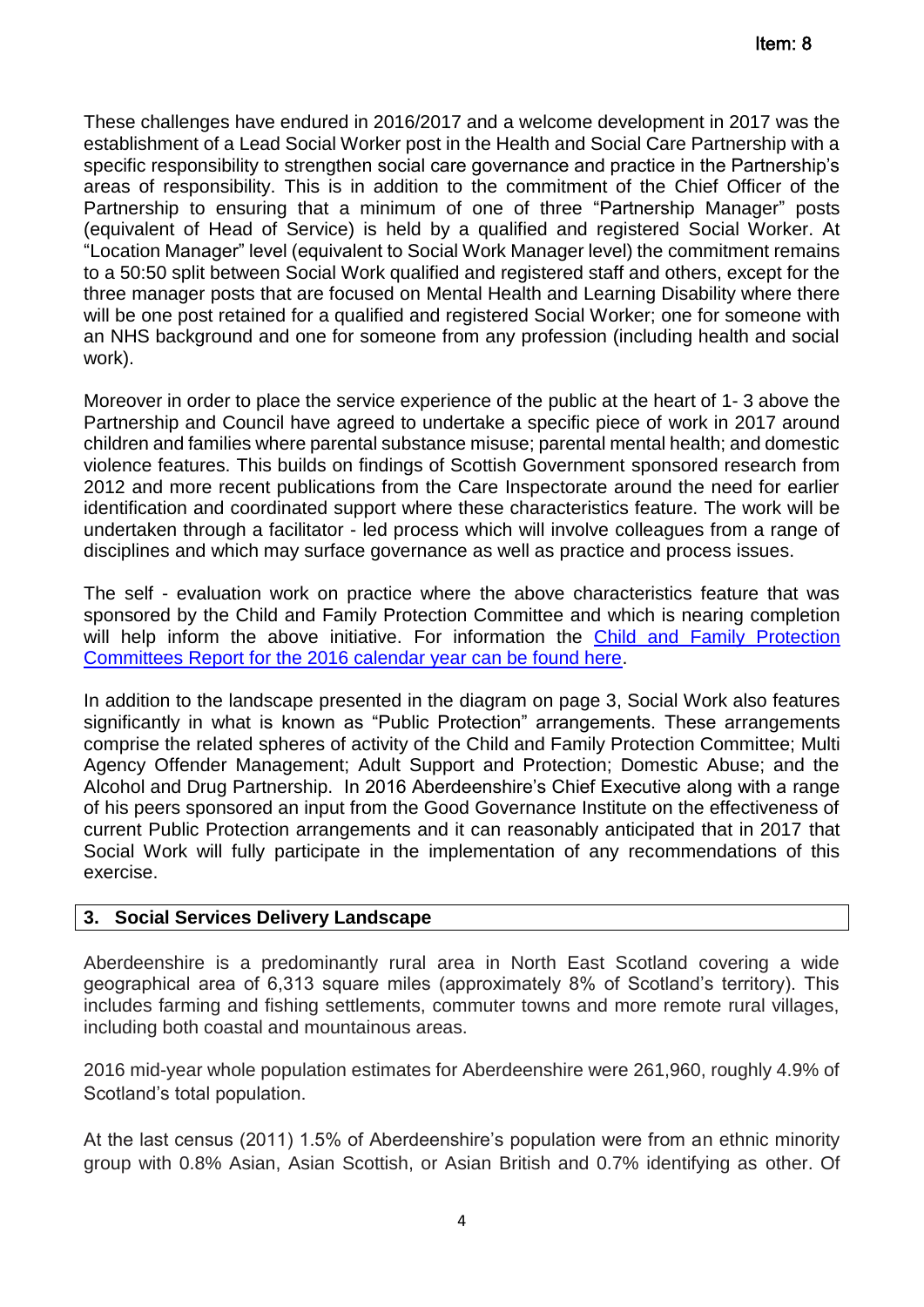These challenges have endured in 2016/2017 and a welcome development in 2017 was the establishment of a Lead Social Worker post in the Health and Social Care Partnership with a specific responsibility to strengthen social care governance and practice in the Partnership's areas of responsibility. This is in addition to the commitment of the Chief Officer of the Partnership to ensuring that a minimum of one of three "Partnership Manager" posts (equivalent of Head of Service) is held by a qualified and registered Social Worker. At "Location Manager" level (equivalent to Social Work Manager level) the commitment remains to a 50:50 split between Social Work qualified and registered staff and others, except for the three manager posts that are focused on Mental Health and Learning Disability where there will be one post retained for a qualified and registered Social Worker; one for someone with an NHS background and one for someone from any profession (including health and social work).

Moreover in order to place the service experience of the public at the heart of 1- 3 above the Partnership and Council have agreed to undertake a specific piece of work in 2017 around children and families where parental substance misuse; parental mental health; and domestic violence features. This builds on findings of Scottish Government sponsored research from 2012 and more recent publications from the Care Inspectorate around the need for earlier identification and coordinated support where these characteristics feature. The work will be undertaken through a facilitator - led process which will involve colleagues from a range of disciplines and which may surface governance as well as practice and process issues.

The self - evaluation work on practice where the above characteristics feature that was sponsored by the Child and Family Protection Committee and which is nearing completion will help inform the above initiative. For information the [Child and Family Protection Committees Report for the 2016 calendar year can be found here](#).

In addition to the landscape presented in the diagram on page 3, Social Work also features significantly in what is known as "Public Protection" arrangements. These arrangements comprise the related spheres of activity of the Child and Family Protection Committee; Multi Agency Offender Management; Adult Support and Protection; Domestic Abuse; and the Alcohol and Drug Partnership. In 2016 Aberdeenshire's Chief Executive along with a range of his peers sponsored an input from the Good Governance Institute on the effectiveness of current Public Protection arrangements and it can reasonably anticipated that in 2017 that Social Work will fully participate in the implementation of any recommendations of this exercise.

## 3. Social Services Delivery Landscape

Aberdeenshire is a predominantly rural area in North East Scotland covering a wide geographical area of 6,313 square miles (approximately 8% of Scotland's territory). This includes farming and fishing settlements, commuter towns and more remote rural villages, including both coastal and mountainous areas.

2016 mid-year whole population estimates for Aberdeenshire were 261,960, roughly 4.9% of Scotland's total population.

At the last census (2011) 1.5% of Aberdeenshire's population were from an ethnic minority group with 0.8% Asian, Asian Scottish, or Asian British and 0.7% identifying as other. Of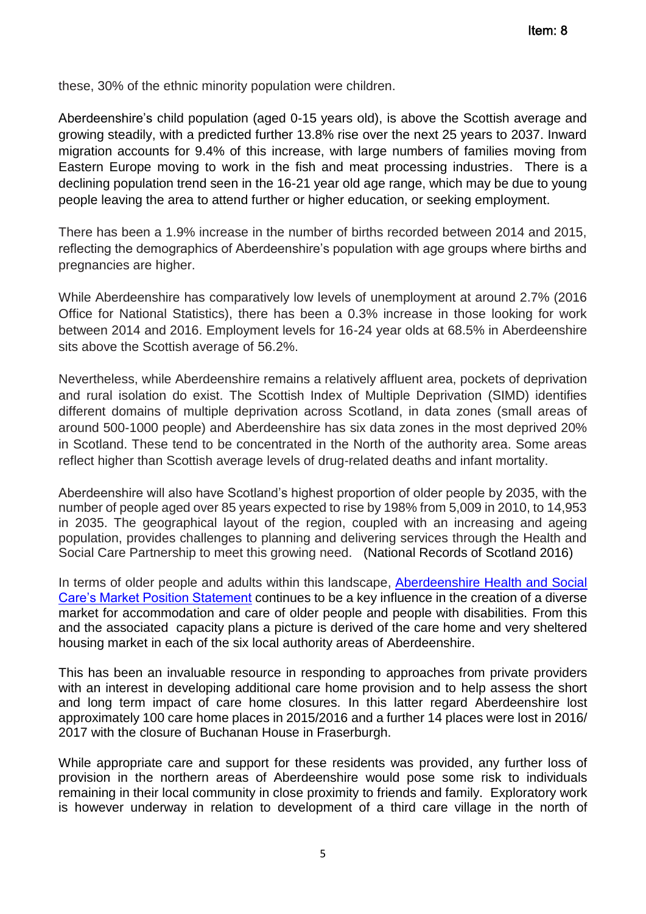these, 30% of the ethnic minority population were children.

Aberdeenshire's child population (aged 0-15 years old), is above the Scottish average and growing steadily, with a predicted further 13.8% rise over the next 25 years to 2037. Inward migration accounts for 9.4% of this increase, with large numbers of families moving from Eastern Europe moving to work in the fish and meat processing industries. There is a declining population trend seen in the 16-21 year old age range, which may be due to young people leaving the area to attend further or higher education, or seeking employment.

There has been a 1.9% increase in the number of births recorded between 2014 and 2015, reflecting the demographics of Aberdeenshire's population with age groups where births and pregnancies are higher.

While Aberdeenshire has comparatively low levels of unemployment at around 2.7% (2016 Office for National Statistics), there has been a 0.3% increase in those looking for work between 2014 and 2016. Employment levels for 16-24 year olds at 68.5% in Aberdeenshire sits above the Scottish average of 56.2%.

Nevertheless, while Aberdeenshire remains a relatively affluent area, pockets of deprivation and rural isolation do exist. The Scottish Index of Multiple Deprivation (SIMD) identifies different domains of multiple deprivation across Scotland, in data zones (small areas of around 500-1000 people) and Aberdeenshire has six data zones in the most deprived 20% in Scotland. These tend to be concentrated in the North of the authority area. Some areas reflect higher than Scottish average levels of drug-related deaths and infant mortality.

Aberdeenshire will also have Scotland's highest proportion of older people by 2035, with the number of people aged over 85 years expected to rise by 198% from 5,009 in 2010, to 14,953 in 2035. The geographical layout of the region, coupled with an increasing and ageing population, provides challenges to planning and delivering services through the Health and Social Care Partnership to meet this growing need. (National Records of Scotland 2016)

In terms of older people and adults within this landscape, Aberdeenshire Health and Social Care's Market Position Statement continues to be a key influence in the creation of a diverse market for accommodation and care of older people and people with disabilities. From this and the associated capacity plans a picture is derived of the care home and very sheltered housing market in each of the six local authority areas of Aberdeenshire.

This has been an invaluable resource in responding to approaches from private providers with an interest in developing additional care home provision and to help assess the short and long term impact of care home closures. In this latter regard Aberdeenshire lost approximately 100 care home places in 2015/2016 and a further 14 places were lost in 2016/ 2017 with the closure of Buchanan House in Fraserburgh.

While appropriate care and support for these residents was provided, any further loss of provision in the northern areas of Aberdeenshire would pose some risk to individuals remaining in their local community in close proximity to friends and family. Exploratory work is however underway in relation to development of a third care village in the north of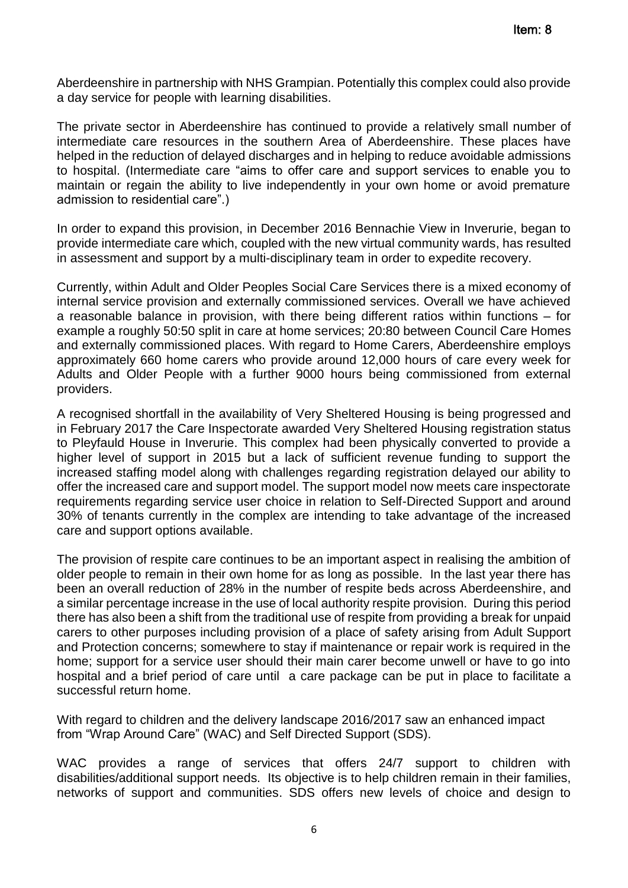Aberdeenshire in partnership with NHS Grampian. Potentially this complex could also provide a day service for people with learning disabilities.

The private sector in Aberdeenshire has continued to provide a relatively small number of intermediate care resources in the southern Area of Aberdeenshire. These places have helped in the reduction of delayed discharges and in helping to reduce avoidable admissions to hospital. (Intermediate care "aims to offer care and support services to enable you to maintain or regain the ability to live independently in your own home or avoid premature admission to residential care".)

In order to expand this provision, in December 2016 Bennachie View in Inverurie, began to provide intermediate care which, coupled with the new virtual community wards, has resulted in assessment and support by a multi-disciplinary team in order to expedite recovery.

Currently, within Adult and Older Peoples Social Care Services there is a mixed economy of internal service provision and externally commissioned services. Overall we have achieved a reasonable balance in provision, with there being different ratios within functions – for example a roughly 50:50 split in care at home services; 20:80 between Council Care Homes and externally commissioned places. With regard to Home Carers, Aberdeenshire employs approximately 660 home carers who provide around 12,000 hours of care every week for Adults and Older People with a further 9000 hours being commissioned from external providers.

A recognised shortfall in the availability of Very Sheltered Housing is being progressed and in February 2017 the Care Inspectorate awarded Very Sheltered Housing registration status to Pleyfauld House in Inverurie. This complex had been physically converted to provide a higher level of support in 2015 but a lack of sufficient revenue funding to support the increased staffing model along with challenges regarding registration delayed our ability to offer the increased care and support model. The support model now meets care inspectorate requirements regarding service user choice in relation to Self-Directed Support and around 30% of tenants currently in the complex are intending to take advantage of the increased care and support options available.

The provision of respite care continues to be an important aspect in realising the ambition of older people to remain in their own home for as long as possible. In the last year there has been an overall reduction of 28% in the number of respite beds across Aberdeenshire, and a similar percentage increase in the use of local authority respite provision. During this period there has also been a shift from the traditional use of respite from providing a break for unpaid carers to other purposes including provision of a place of safety arising from Adult Support and Protection concerns; somewhere to stay if maintenance or repair work is required in the home; support for a service user should their main carer become unwell or have to go into hospital and a brief period of care until a care package can be put in place to facilitate a successful return home.

With regard to children and the delivery landscape 2016/2017 saw an enhanced impact from "Wrap Around Care" (WAC) and Self Directed Support (SDS).

WAC provides a range of services that offers 24/7 support to children with disabilities/additional support needs. Its objective is to help children remain in their families, networks of support and communities. SDS offers new levels of choice and design to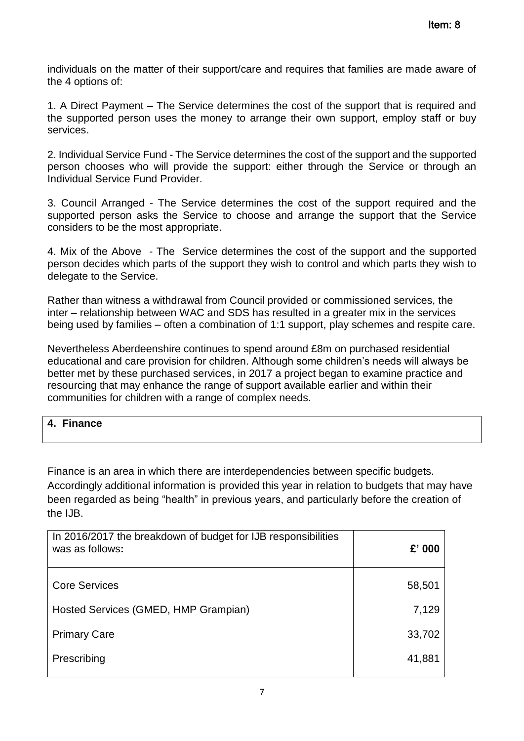individuals on the matter of their support/care and requires that families are made aware of the 4 options of:

1. A Direct Payment – The Service determines the cost of the support that is required and the supported person uses the money to arrange their own support, employ staff or buy services.

2. Individual Service Fund - The Service determines the cost of the support and the supported person chooses who will provide the support: either through the Service or through an Individual Service Fund Provider.

3. Council Arranged - The Service determines the cost of the support required and the supported person asks the Service to choose and arrange the support that the Service considers to be the most appropriate.

4. Mix of the Above - The Service determines the cost of the support and the supported person decides which parts of the support they wish to control and which parts they wish to delegate to the Service.

Rather than witness a withdrawal from Council provided or commissioned services, the inter – relationship between WAC and SDS has resulted in a greater mix in the services being used by families – often a combination of 1:1 support, play schemes and respite care.

Nevertheless Aberdeenshire continues to spend around £8m on purchased residential educational and care provision for children. Although some children's needs will always be better met by these purchased services, in 2017 a project began to examine practice and resourcing that may enhance the range of support available earlier and within their communities for children with a range of complex needs.

## 4. Finance

Finance is an area in which there are interdependencies between specific budgets. Accordingly additional information is provided this year in relation to budgets that may have been regarded as being "health" in previous years, and particularly before the creation of the IJB.

| In 2016/2017 the breakdown of budget for IJB responsibilities was as follows**:** | **£' 000** |
|---|---|
| Core Services | 58,501 |
| Hosted Services (GMED, HMP Grampian) | 7,129 |
| Primary Care | 33,702 |
| Prescribing | 41,881 |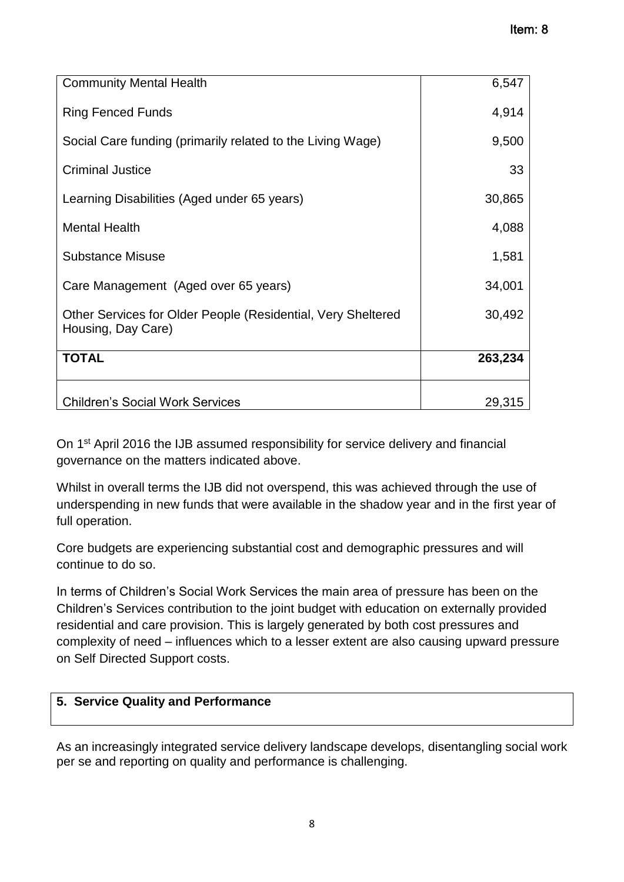| | |
|---|---|
| Community Mental Health | 6,547 |
| Ring Fenced Funds | 4,914 |
| Social Care funding (primarily related to the Living Wage) | 9,500 |
| Criminal Justice | 33 |
| Learning Disabilities (Aged under 65 years) | 30,865 |
| Mental Health | 4,088 |
| Substance Misuse | 1,581 |
| Care Management (Aged over 65 years) | 34,001 |
| Other Services for Older People (Residential, Very Sheltered Housing, Day Care) | 30,492 |
| **TOTAL** | **263,234** |
| Children's Social Work Services | 29,315 |

On 1st April 2016 the IJB assumed responsibility for service delivery and financial governance on the matters indicated above.

Whilst in overall terms the IJB did not overspend, this was achieved through the use of underspending in new funds that were available in the shadow year and in the first year of full operation.

Core budgets are experiencing substantial cost and demographic pressures and will continue to do so.

In terms of Children's Social Work Services the main area of pressure has been on the Children's Services contribution to the joint budget with education on externally provided residential and care provision. This is largely generated by both cost pressures and complexity of need – influences which to a lesser extent are also causing upward pressure on Self Directed Support costs.

## 5. Service Quality and Performance

As an increasingly integrated service delivery landscape develops, disentangling social work per se and reporting on quality and performance is challenging.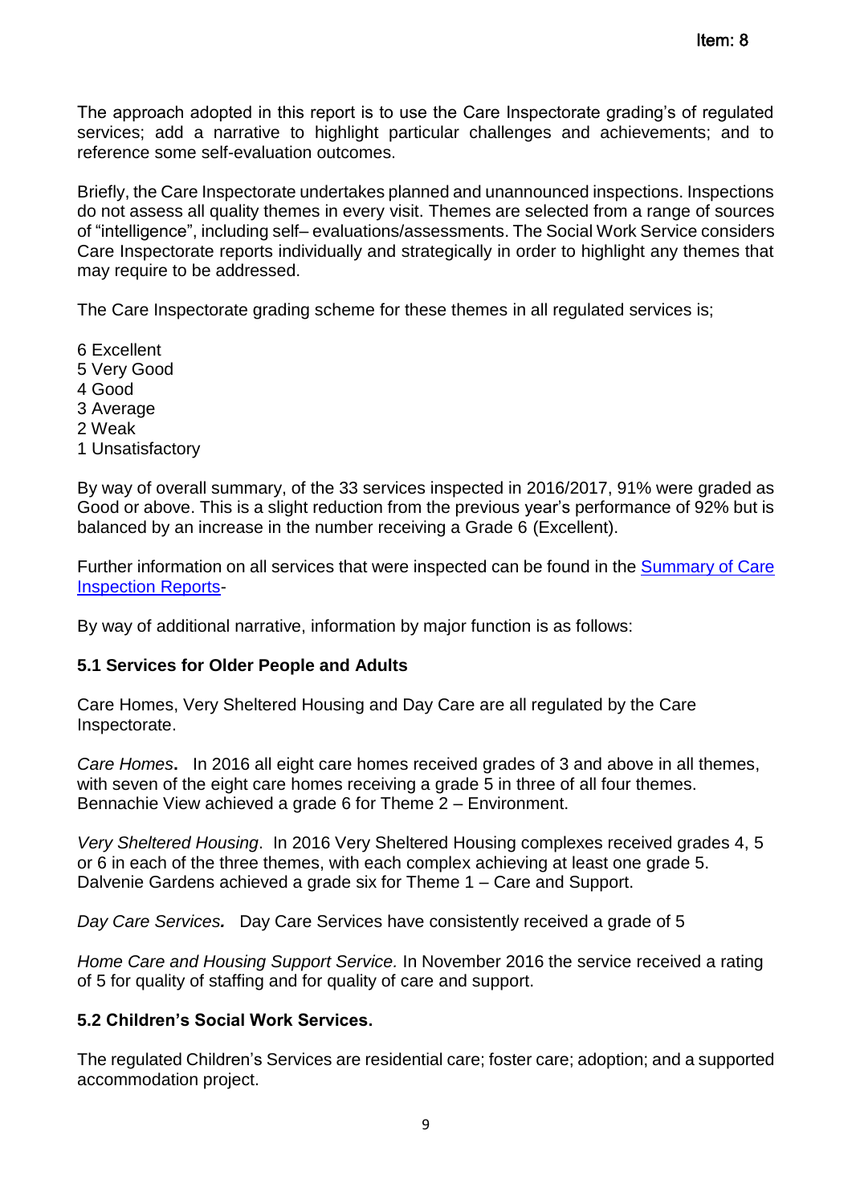The approach adopted in this report is to use the Care Inspectorate grading's of regulated services; add a narrative to highlight particular challenges and achievements; and to reference some self-evaluation outcomes.

Briefly, the Care Inspectorate undertakes planned and unannounced inspections. Inspections do not assess all quality themes in every visit. Themes are selected from a range of sources of "intelligence", including self– evaluations/assessments. The Social Work Service considers Care Inspectorate reports individually and strategically in order to highlight any themes that may require to be addressed.

The Care Inspectorate grading scheme for these themes in all regulated services is;

6 Excellent
5 Very Good
4 Good
3 Average
2 Weak
1 Unsatisfactory

By way of overall summary, of the 33 services inspected in 2016/2017, 91% were graded as Good or above. This is a slight reduction from the previous year's performance of 92% but is balanced by an increase in the number receiving a Grade 6 (Excellent).

Further information on all services that were inspected can be found in the [Summary of Care Inspection Reports]-

By way of additional narrative, information by major function is as follows:

### 5.1 Services for Older People and Adults

Care Homes, Very Sheltered Housing and Day Care are all regulated by the Care Inspectorate.

*Care Homes***.** In 2016 all eight care homes received grades of 3 and above in all themes, with seven of the eight care homes receiving a grade 5 in three of all four themes. Bennachie View achieved a grade 6 for Theme 2 – Environment.

*Very Sheltered Housing*. In 2016 Very Sheltered Housing complexes received grades 4, 5 or 6 in each of the three themes, with each complex achieving at least one grade 5. Dalvenie Gardens achieved a grade six for Theme 1 – Care and Support.

***Day Care Services.*** Day Care Services have consistently received a grade of 5

*Home Care and Housing Support Service.* In November 2016 the service received a rating of 5 for quality of staffing and for quality of care and support.

### 5.2 Children's Social Work Services.

The regulated Children's Services are residential care; foster care; adoption; and a supported accommodation project.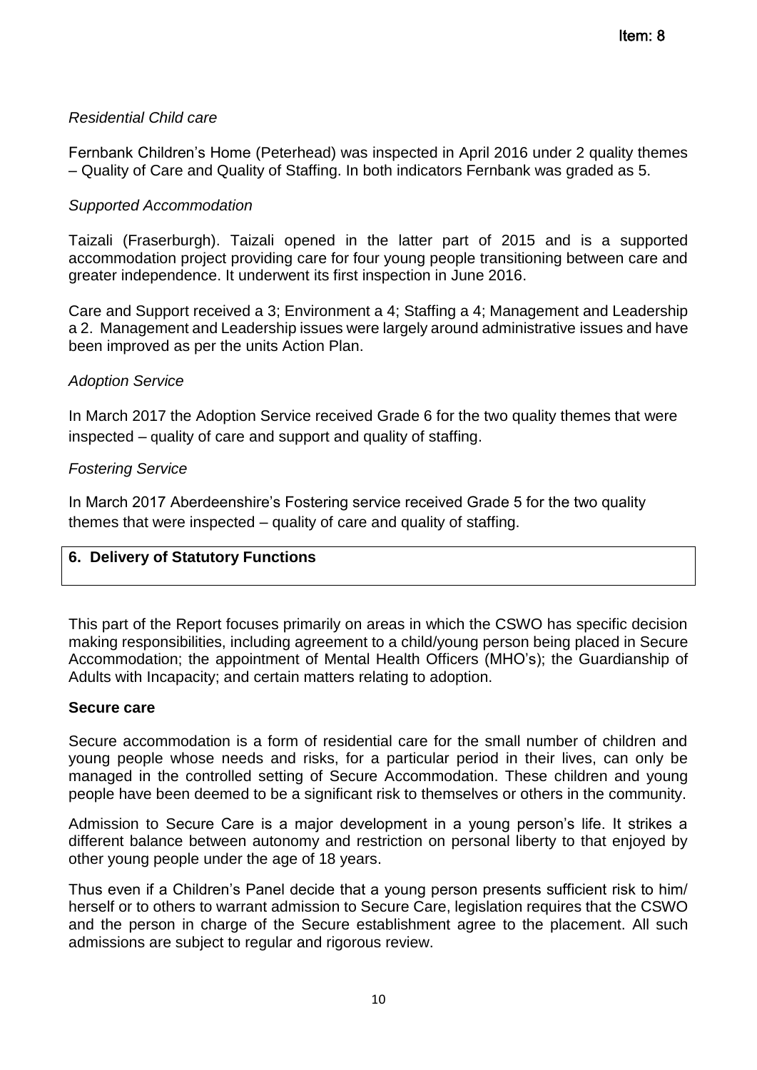*Residential Child care*

Fernbank Children's Home (Peterhead) was inspected in April 2016 under 2 quality themes – Quality of Care and Quality of Staffing. In both indicators Fernbank was graded as 5.

*Supported Accommodation*

Taizali (Fraserburgh). Taizali opened in the latter part of 2015 and is a supported accommodation project providing care for four young people transitioning between care and greater independence. It underwent its first inspection in June 2016.

Care and Support received a 3; Environment a 4; Staffing a 4; Management and Leadership a 2. Management and Leadership issues were largely around administrative issues and have been improved as per the units Action Plan.

*Adoption Service*

In March 2017 the Adoption Service received Grade 6 for the two quality themes that were inspected – quality of care and support and quality of staffing.

*Fostering Service*

In March 2017 Aberdeenshire's Fostering service received Grade 5 for the two quality themes that were inspected – quality of care and quality of staffing.

## 6. Delivery of Statutory Functions

This part of the Report focuses primarily on areas in which the CSWO has specific decision making responsibilities, including agreement to a child/young person being placed in Secure Accommodation; the appointment of Mental Health Officers (MHO's); the Guardianship of Adults with Incapacity; and certain matters relating to adoption.

### Secure care

Secure accommodation is a form of residential care for the small number of children and young people whose needs and risks, for a particular period in their lives, can only be managed in the controlled setting of Secure Accommodation. These children and young people have been deemed to be a significant risk to themselves or others in the community.

Admission to Secure Care is a major development in a young person's life. It strikes a different balance between autonomy and restriction on personal liberty to that enjoyed by other young people under the age of 18 years.

Thus even if a Children's Panel decide that a young person presents sufficient risk to him/ herself or to others to warrant admission to Secure Care, legislation requires that the CSWO and the person in charge of the Secure establishment agree to the placement. All such admissions are subject to regular and rigorous review.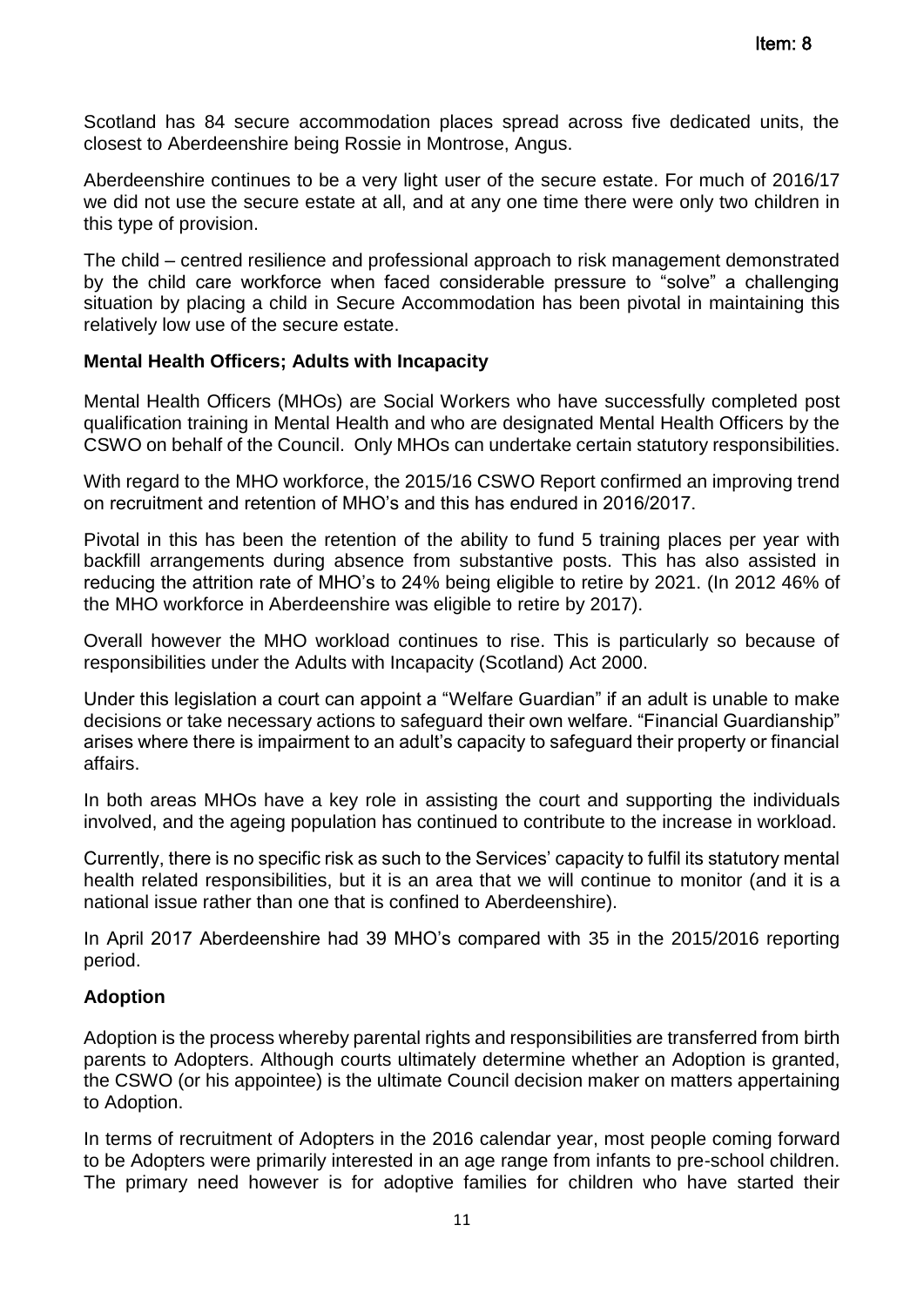Scotland has 84 secure accommodation places spread across five dedicated units, the closest to Aberdeenshire being Rossie in Montrose, Angus.

Aberdeenshire continues to be a very light user of the secure estate. For much of 2016/17 we did not use the secure estate at all, and at any one time there were only two children in this type of provision.

The child – centred resilience and professional approach to risk management demonstrated by the child care workforce when faced considerable pressure to "solve" a challenging situation by placing a child in Secure Accommodation has been pivotal in maintaining this relatively low use of the secure estate.

**Mental Health Officers; Adults with Incapacity**

Mental Health Officers (MHOs) are Social Workers who have successfully completed post qualification training in Mental Health and who are designated Mental Health Officers by the CSWO on behalf of the Council. Only MHOs can undertake certain statutory responsibilities.

With regard to the MHO workforce, the 2015/16 CSWO Report confirmed an improving trend on recruitment and retention of MHO's and this has endured in 2016/2017.

Pivotal in this has been the retention of the ability to fund 5 training places per year with backfill arrangements during absence from substantive posts. This has also assisted in reducing the attrition rate of MHO's to 24% being eligible to retire by 2021. (In 2012 46% of the MHO workforce in Aberdeenshire was eligible to retire by 2017).

Overall however the MHO workload continues to rise. This is particularly so because of responsibilities under the Adults with Incapacity (Scotland) Act 2000.

Under this legislation a court can appoint a "Welfare Guardian" if an adult is unable to make decisions or take necessary actions to safeguard their own welfare. "Financial Guardianship" arises where there is impairment to an adult's capacity to safeguard their property or financial affairs.

In both areas MHOs have a key role in assisting the court and supporting the individuals involved, and the ageing population has continued to contribute to the increase in workload.

Currently, there is no specific risk as such to the Services' capacity to fulfil its statutory mental health related responsibilities, but it is an area that we will continue to monitor (and it is a national issue rather than one that is confined to Aberdeenshire).

In April 2017 Aberdeenshire had 39 MHO's compared with 35 in the 2015/2016 reporting period.

**Adoption**

Adoption is the process whereby parental rights and responsibilities are transferred from birth parents to Adopters. Although courts ultimately determine whether an Adoption is granted, the CSWO (or his appointee) is the ultimate Council decision maker on matters appertaining to Adoption.

In terms of recruitment of Adopters in the 2016 calendar year, most people coming forward to be Adopters were primarily interested in an age range from infants to pre-school children. The primary need however is for adoptive families for children who have started their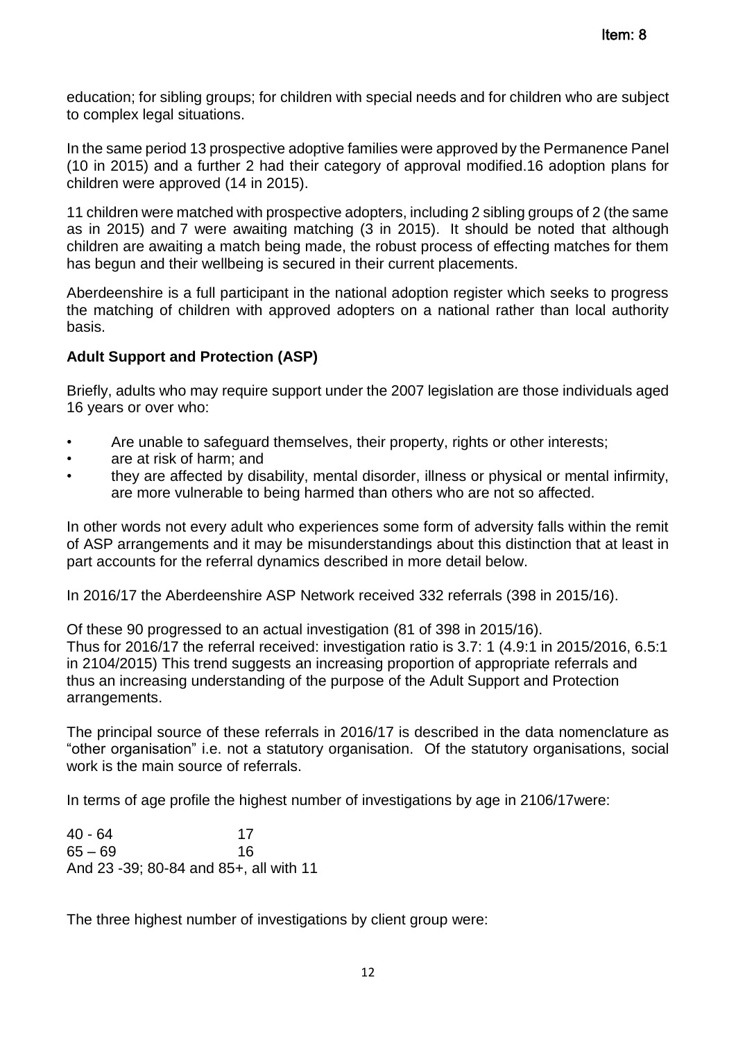education; for sibling groups; for children with special needs and for children who are subject to complex legal situations.

In the same period 13 prospective adoptive families were approved by the Permanence Panel (10 in 2015) and a further 2 had their category of approval modified.16 adoption plans for children were approved (14 in 2015).

11 children were matched with prospective adopters, including 2 sibling groups of 2 (the same as in 2015) and 7 were awaiting matching (3 in 2015). It should be noted that although children are awaiting a match being made, the robust process of effecting matches for them has begun and their wellbeing is secured in their current placements.

Aberdeenshire is a full participant in the national adoption register which seeks to progress the matching of children with approved adopters on a national rather than local authority basis.

**Adult Support and Protection (ASP)**

Briefly, adults who may require support under the 2007 legislation are those individuals aged 16 years or over who:

- Are unable to safeguard themselves, their property, rights or other interests;
- are at risk of harm; and
- they are affected by disability, mental disorder, illness or physical or mental infirmity, are more vulnerable to being harmed than others who are not so affected.

In other words not every adult who experiences some form of adversity falls within the remit of ASP arrangements and it may be misunderstandings about this distinction that at least in part accounts for the referral dynamics described in more detail below.

In 2016/17 the Aberdeenshire ASP Network received 332 referrals (398 in 2015/16).

Of these 90 progressed to an actual investigation (81 of 398 in 2015/16).
Thus for 2016/17 the referral received: investigation ratio is 3.7: 1 (4.9:1 in 2015/2016, 6.5:1 in 2104/2015) This trend suggests an increasing proportion of appropriate referrals and thus an increasing understanding of the purpose of the Adult Support and Protection arrangements.

The principal source of these referrals in 2016/17 is described in the data nomenclature as "other organisation" i.e. not a statutory organisation. Of the statutory organisations, social work is the main source of referrals.

In terms of age profile the highest number of investigations by age in 2106/17were:

40 - 64 17
65 – 69 16
And 23 -39; 80-84 and 85+, all with 11

The three highest number of investigations by client group were: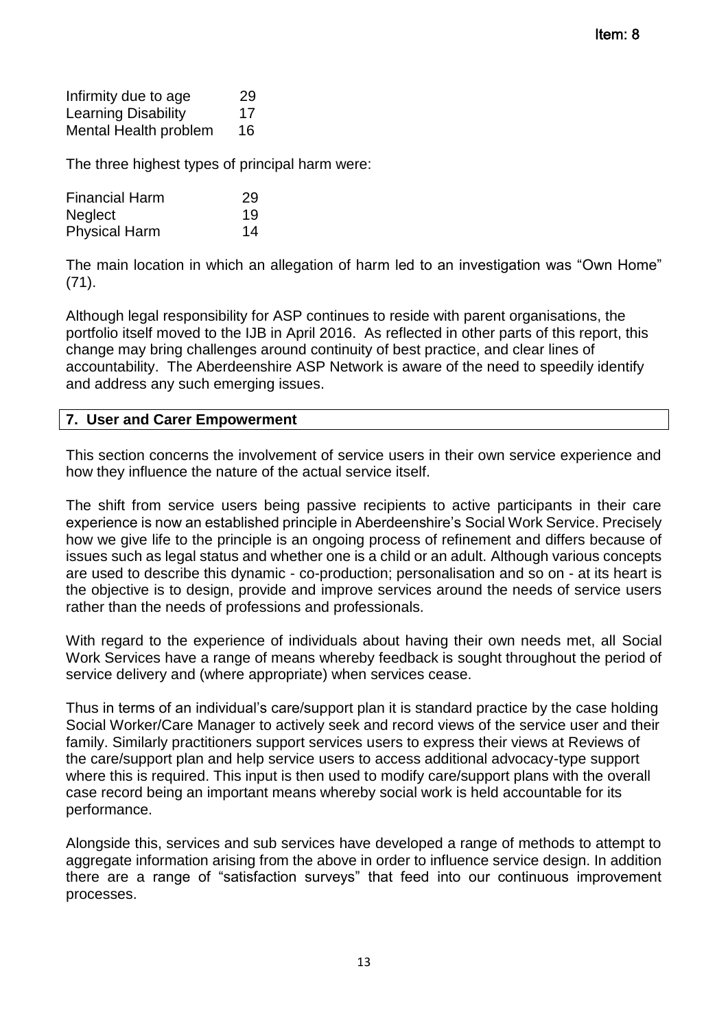| | |
|---|---|
| Infirmity due to age | 29 |
| Learning Disability | 17 |
| Mental Health problem | 16 |

The three highest types of principal harm were:

| | |
|---|---|
| Financial Harm | 29 |
| Neglect | 19 |
| Physical Harm | 14 |

The main location in which an allegation of harm led to an investigation was "Own Home" (71).

Although legal responsibility for ASP continues to reside with parent organisations, the portfolio itself moved to the IJB in April 2016. As reflected in other parts of this report, this change may bring challenges around continuity of best practice, and clear lines of accountability. The Aberdeenshire ASP Network is aware of the need to speedily identify and address any such emerging issues.

## 7. User and Carer Empowerment

This section concerns the involvement of service users in their own service experience and how they influence the nature of the actual service itself.

The shift from service users being passive recipients to active participants in their care experience is now an established principle in Aberdeenshire's Social Work Service. Precisely how we give life to the principle is an ongoing process of refinement and differs because of issues such as legal status and whether one is a child or an adult. Although various concepts are used to describe this dynamic - co-production; personalisation and so on - at its heart is the objective is to design, provide and improve services around the needs of service users rather than the needs of professions and professionals.

With regard to the experience of individuals about having their own needs met, all Social Work Services have a range of means whereby feedback is sought throughout the period of service delivery and (where appropriate) when services cease.

Thus in terms of an individual's care/support plan it is standard practice by the case holding Social Worker/Care Manager to actively seek and record views of the service user and their family. Similarly practitioners support services users to express their views at Reviews of the care/support plan and help service users to access additional advocacy-type support where this is required. This input is then used to modify care/support plans with the overall case record being an important means whereby social work is held accountable for its performance.

Alongside this, services and sub services have developed a range of methods to attempt to aggregate information arising from the above in order to influence service design. In addition there are a range of "satisfaction surveys" that feed into our continuous improvement processes.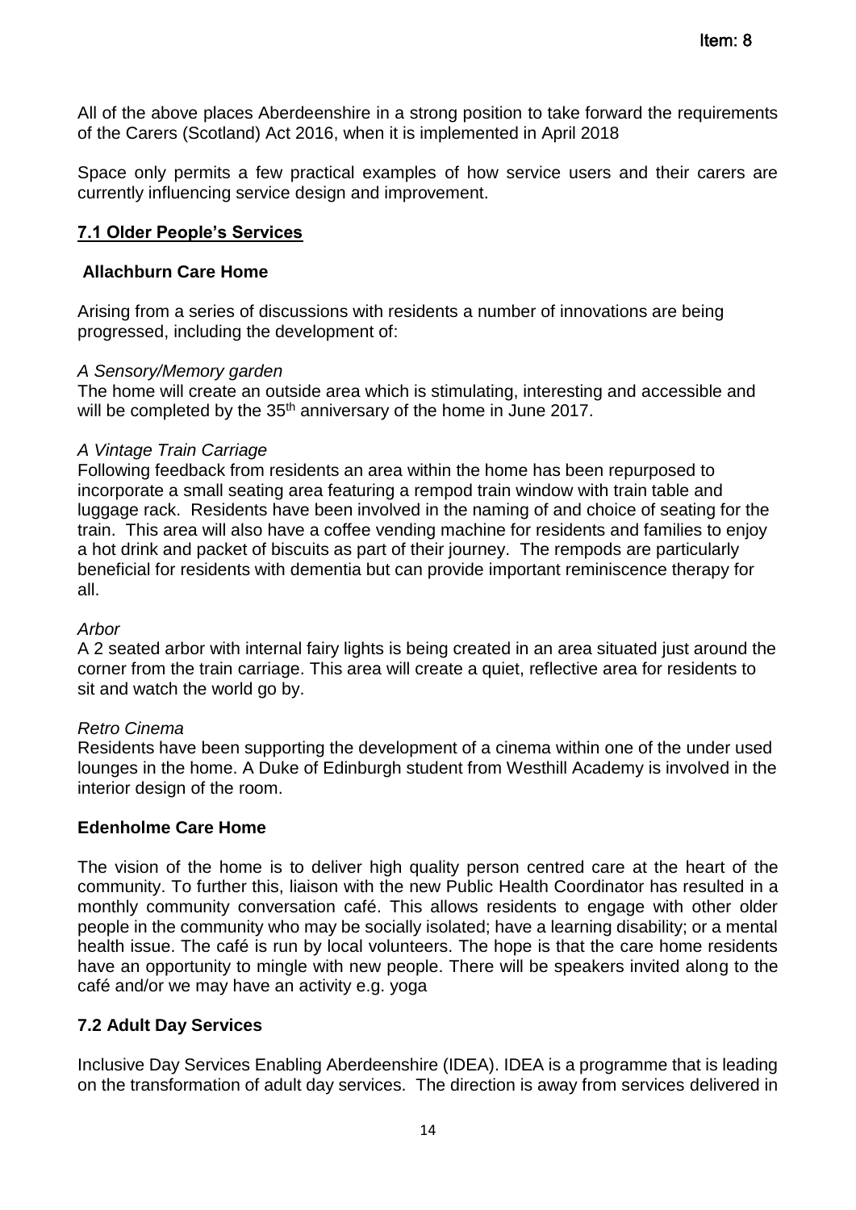All of the above places Aberdeenshire in a strong position to take forward the requirements of the Carers (Scotland) Act 2016, when it is implemented in April 2018

Space only permits a few practical examples of how service users and their carers are currently influencing service design and improvement.

## 7.1 Older People's Services

### Allachburn Care Home

Arising from a series of discussions with residents a number of innovations are being progressed, including the development of:

*A Sensory/Memory garden*
The home will create an outside area which is stimulating, interesting and accessible and will be completed by the 35th anniversary of the home in June 2017.

*A Vintage Train Carriage*
Following feedback from residents an area within the home has been repurposed to incorporate a small seating area featuring a rempod train window with train table and luggage rack. Residents have been involved in the naming of and choice of seating for the train. This area will also have a coffee vending machine for residents and families to enjoy a hot drink and packet of biscuits as part of their journey. The rempods are particularly beneficial for residents with dementia but can provide important reminiscence therapy for all.

*Arbor*
A 2 seated arbor with internal fairy lights is being created in an area situated just around the corner from the train carriage. This area will create a quiet, reflective area for residents to sit and watch the world go by.

*Retro Cinema*
Residents have been supporting the development of a cinema within one of the under used lounges in the home. A Duke of Edinburgh student from Westhill Academy is involved in the interior design of the room.

### Edenholme Care Home

The vision of the home is to deliver high quality person centred care at the heart of the community. To further this, liaison with the new Public Health Coordinator has resulted in a monthly community conversation café. This allows residents to engage with other older people in the community who may be socially isolated; have a learning disability; or a mental health issue. The café is run by local volunteers. The hope is that the care home residents have an opportunity to mingle with new people. There will be speakers invited along to the café and/or we may have an activity e.g. yoga

## 7.2 Adult Day Services

Inclusive Day Services Enabling Aberdeenshire (IDEA). IDEA is a programme that is leading on the transformation of adult day services. The direction is away from services delivered in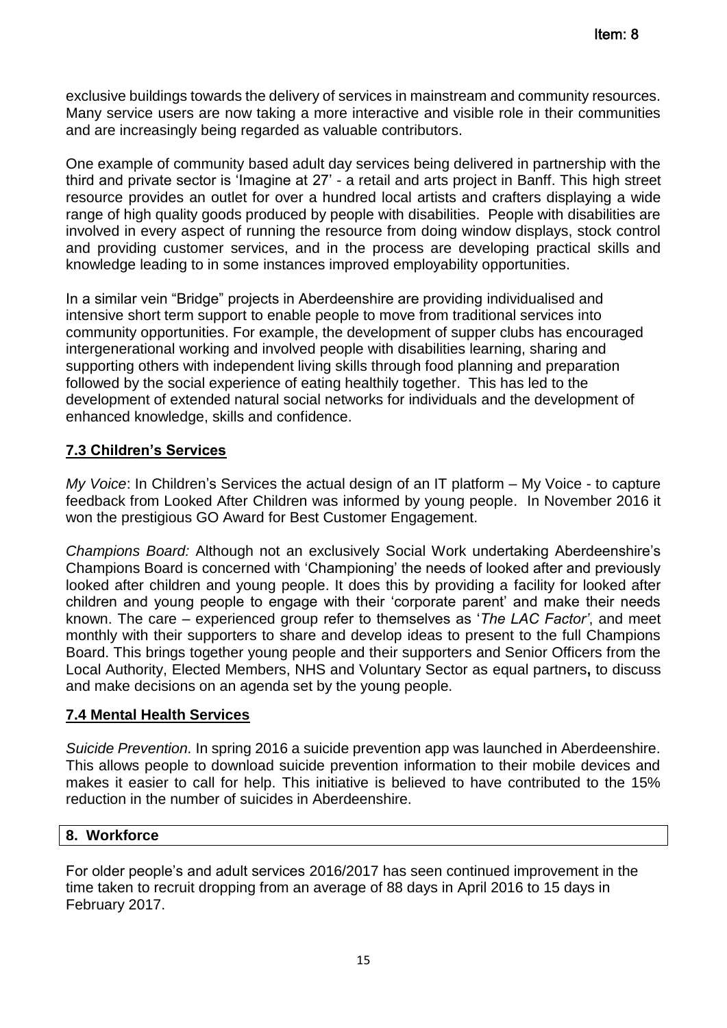exclusive buildings towards the delivery of services in mainstream and community resources. Many service users are now taking a more interactive and visible role in their communities and are increasingly being regarded as valuable contributors.

One example of community based adult day services being delivered in partnership with the third and private sector is 'Imagine at 27' - a retail and arts project in Banff. This high street resource provides an outlet for over a hundred local artists and crafters displaying a wide range of high quality goods produced by people with disabilities. People with disabilities are involved in every aspect of running the resource from doing window displays, stock control and providing customer services, and in the process are developing practical skills and knowledge leading to in some instances improved employability opportunities.

In a similar vein "Bridge" projects in Aberdeenshire are providing individualised and intensive short term support to enable people to move from traditional services into community opportunities. For example, the development of supper clubs has encouraged intergenerational working and involved people with disabilities learning, sharing and supporting others with independent living skills through food planning and preparation followed by the social experience of eating healthily together. This has led to the development of extended natural social networks for individuals and the development of enhanced knowledge, skills and confidence.

### 7.3 Children's Services

*My Voice*: In Children's Services the actual design of an IT platform – My Voice - to capture feedback from Looked After Children was informed by young people. In November 2016 it won the prestigious GO Award for Best Customer Engagement.

*Champions Board:* Although not an exclusively Social Work undertaking Aberdeenshire's Champions Board is concerned with 'Championing' the needs of looked after and previously looked after children and young people. It does this by providing a facility for looked after children and young people to engage with their 'corporate parent' and make their needs known. The care – experienced group refer to themselves as '*The LAC Factor*', and meet monthly with their supporters to share and develop ideas to present to the full Champions Board. This brings together young people and their supporters and Senior Officers from the Local Authority, Elected Members, NHS and Voluntary Sector as equal partners**,** to discuss and make decisions on an agenda set by the young people.

### 7.4 Mental Health Services

*Suicide Prevention.* In spring 2016 a suicide prevention app was launched in Aberdeenshire. This allows people to download suicide prevention information to their mobile devices and makes it easier to call for help. This initiative is believed to have contributed to the 15% reduction in the number of suicides in Aberdeenshire.

## 8. Workforce

For older people's and adult services 2016/2017 has seen continued improvement in the time taken to recruit dropping from an average of 88 days in April 2016 to 15 days in February 2017.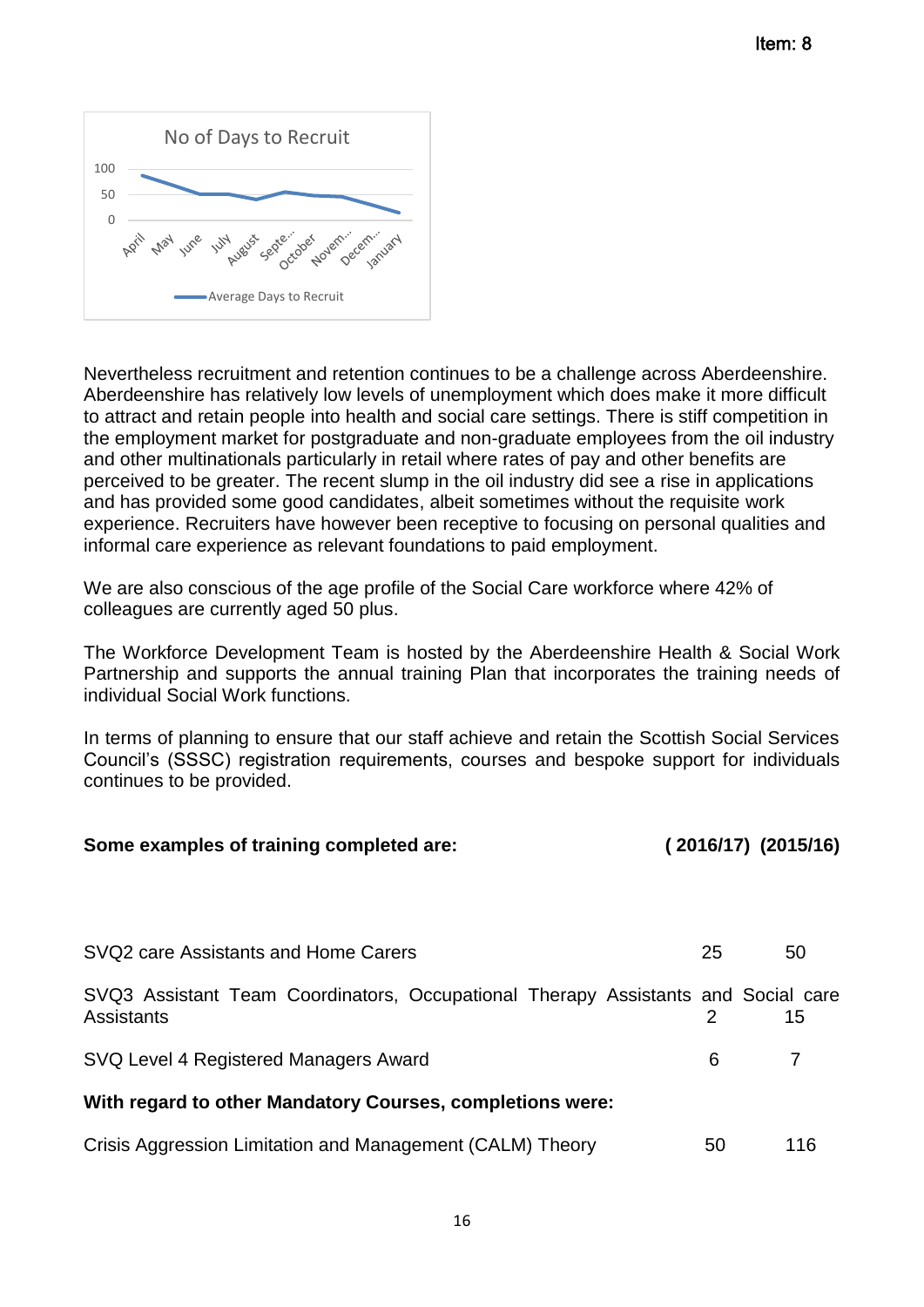Item: 8

Nevertheless recruitment and retention continues to be a challenge across Aberdeenshire. Aberdeenshire has relatively low levels of unemployment which does make it more difficult to attract and retain people into health and social care settings. There is stiff competition in the employment market for postgraduate and non-graduate employees from the oil industry and other multinationals particularly in retail where rates of pay and other benefits are perceived to be greater. The recent slump in the oil industry did see a rise in applications and has provided some good candidates, albeit sometimes without the requisite work experience. Recruiters have however been receptive to focusing on personal qualities and informal care experience as relevant foundations to paid employment.

We are also conscious of the age profile of the Social Care workforce where 42% of colleagues are currently aged 50 plus.

The Workforce Development Team is hosted by the Aberdeenshire Health & Social Work Partnership and supports the annual training Plan that incorporates the training needs of individual Social Work functions.

In terms of planning to ensure that our staff achieve and retain the Scottish Social Services Council's (SSSC) registration requirements, courses and bespoke support for individuals continues to be provided.

| **Some examples of training completed are:** | **(2016/17)** | **(2015/16)** |
|---|---|---|
| SVQ2 care Assistants and Home Carers | 25 | 50 |
| SVQ3 Assistant Team Coordinators, Occupational Therapy Assistants and Social care Assistants | 2 | 15 |
| SVQ Level 4 Registered Managers Award | 6 | 7 |
| **With regard to other Mandatory Courses, completions were:** | | |
| Crisis Aggression Limitation and Management (CALM) Theory | 50 | 116 |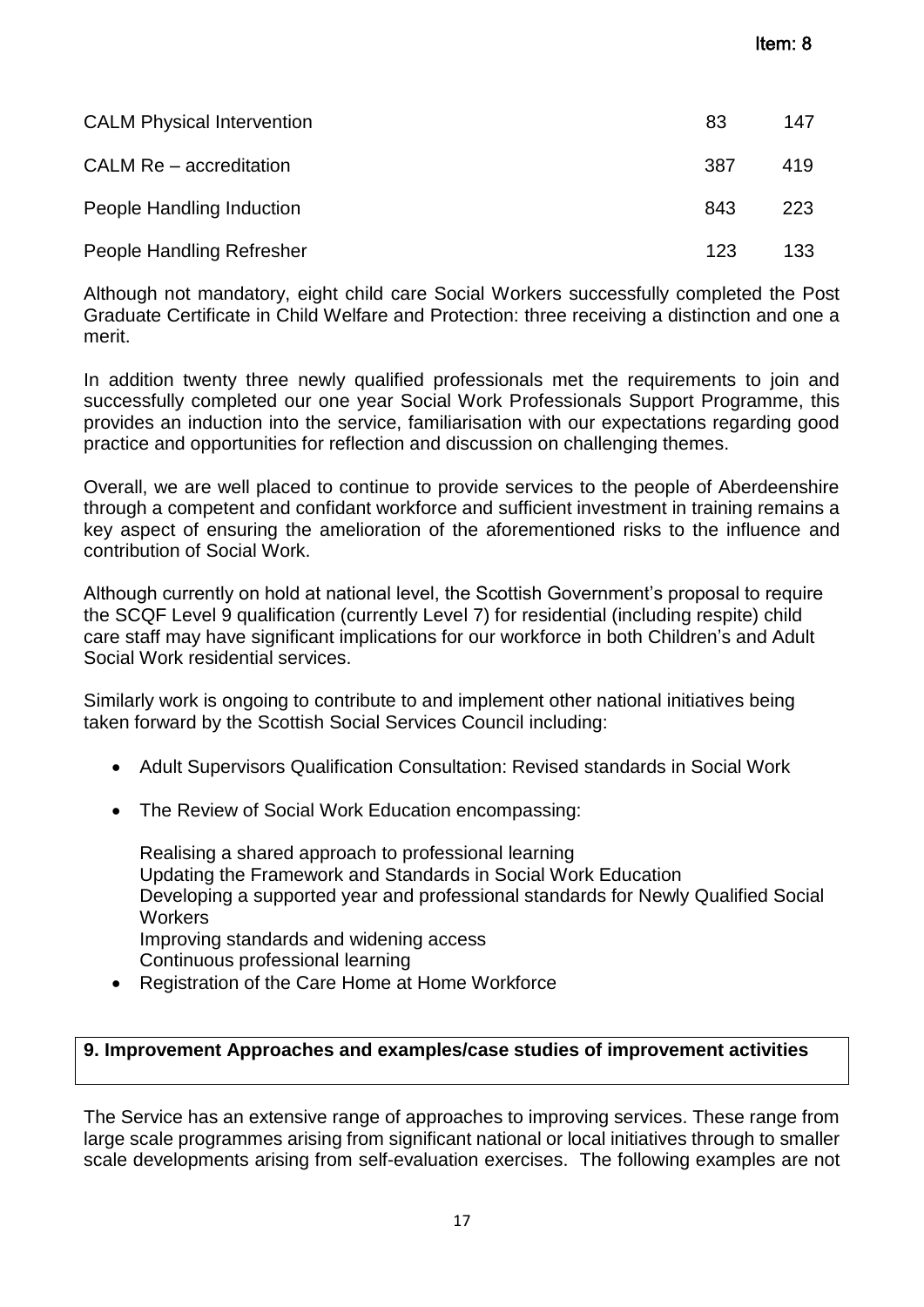| | | |
|---|---|---|
| CALM Physical Intervention | 83 | 147 |
| CALM Re – accreditation | 387 | 419 |
| People Handling Induction | 843 | 223 |
| People Handling Refresher | 123 | 133 |

Although not mandatory, eight child care Social Workers successfully completed the Post Graduate Certificate in Child Welfare and Protection: three receiving a distinction and one a merit.

In addition twenty three newly qualified professionals met the requirements to join and successfully completed our one year Social Work Professionals Support Programme, this provides an induction into the service, familiarisation with our expectations regarding good practice and opportunities for reflection and discussion on challenging themes.

Overall, we are well placed to continue to provide services to the people of Aberdeenshire through a competent and confidant workforce and sufficient investment in training remains a key aspect of ensuring the amelioration of the aforementioned risks to the influence and contribution of Social Work.

Although currently on hold at national level, the Scottish Government's proposal to require the SCQF Level 9 qualification (currently Level 7) for residential (including respite) child care staff may have significant implications for our workforce in both Children's and Adult Social Work residential services.

Similarly work is ongoing to contribute to and implement other national initiatives being taken forward by the Scottish Social Services Council including:

- Adult Supervisors Qualification Consultation: Revised standards in Social Work
- The Review of Social Work Education encompassing:

  Realising a shared approach to professional learning
  Updating the Framework and Standards in Social Work Education
  Developing a supported year and professional standards for Newly Qualified Social Workers
  Improving standards and widening access
  Continuous professional learning
- Registration of the Care Home at Home Workforce

## 9. Improvement Approaches and examples/case studies of improvement activities

The Service has an extensive range of approaches to improving services. These range from large scale programmes arising from significant national or local initiatives through to smaller scale developments arising from self-evaluation exercises. The following examples are not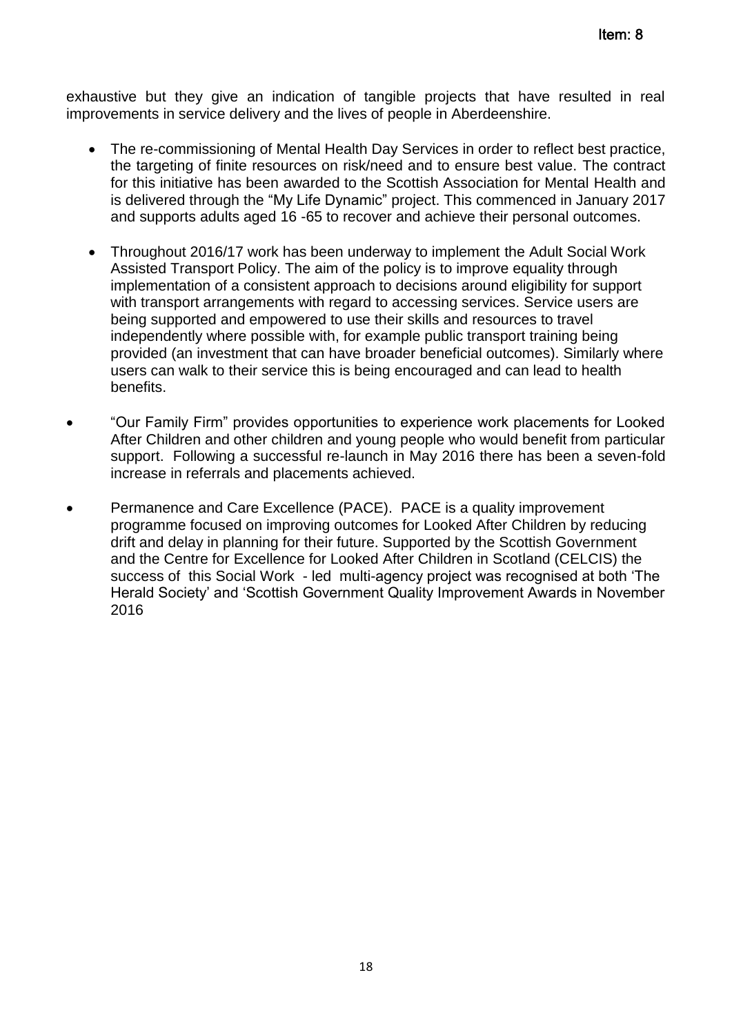exhaustive but they give an indication of tangible projects that have resulted in real improvements in service delivery and the lives of people in Aberdeenshire.

- The re-commissioning of Mental Health Day Services in order to reflect best practice, the targeting of finite resources on risk/need and to ensure best value. The contract for this initiative has been awarded to the Scottish Association for Mental Health and is delivered through the "My Life Dynamic" project. This commenced in January 2017 and supports adults aged 16 -65 to recover and achieve their personal outcomes.

- Throughout 2016/17 work has been underway to implement the Adult Social Work Assisted Transport Policy. The aim of the policy is to improve equality through implementation of a consistent approach to decisions around eligibility for support with transport arrangements with regard to accessing services. Service users are being supported and empowered to use their skills and resources to travel independently where possible with, for example public transport training being provided (an investment that can have broader beneficial outcomes). Similarly where users can walk to their service this is being encouraged and can lead to health benefits.

- "Our Family Firm" provides opportunities to experience work placements for Looked After Children and other children and young people who would benefit from particular support. Following a successful re-launch in May 2016 there has been a seven-fold increase in referrals and placements achieved.

- Permanence and Care Excellence (PACE). PACE is a quality improvement programme focused on improving outcomes for Looked After Children by reducing drift and delay in planning for their future. Supported by the Scottish Government and the Centre for Excellence for Looked After Children in Scotland (CELCIS) the success of this Social Work - led multi-agency project was recognised at both 'The Herald Society' and 'Scottish Government Quality Improvement Awards in November 2016